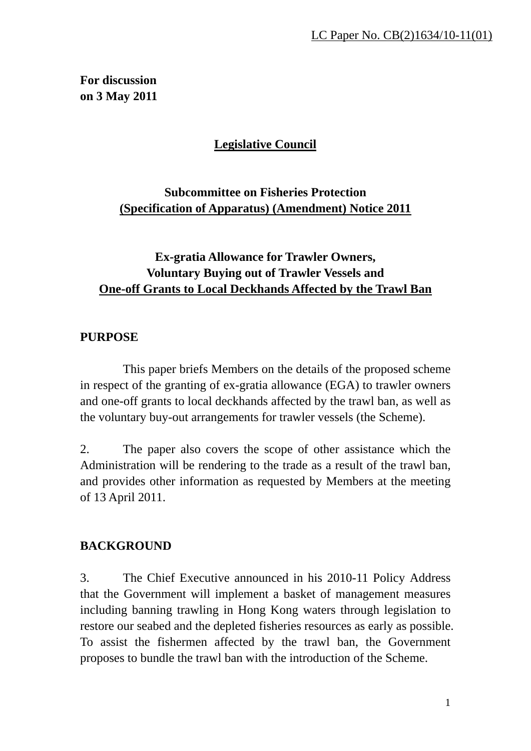LC Paper No. CB(2)1634/10-11(01)

**For discussion**
**on 3 May 2011**

# Legislative Council

## Subcommittee on Fisheries Protection (Specification of Apparatus) (Amendment) Notice 2011

## Ex-gratia Allowance for Trawler Owners, Voluntary Buying out of Trawler Vessels and One-off Grants to Local Deckhands Affected by the Trawl Ban

**PURPOSE**

This paper briefs Members on the details of the proposed scheme in respect of the granting of ex-gratia allowance (EGA) to trawler owners and one-off grants to local deckhands affected by the trawl ban, as well as the voluntary buy-out arrangements for trawler vessels (the Scheme).

2. The paper also covers the scope of other assistance which the Administration will be rendering to the trade as a result of the trawl ban, and provides other information as requested by Members at the meeting of 13 April 2011.

**BACKGROUND**

3. The Chief Executive announced in his 2010-11 Policy Address that the Government will implement a basket of management measures including banning trawling in Hong Kong waters through legislation to restore our seabed and the depleted fisheries resources as early as possible. To assist the fishermen affected by the trawl ban, the Government proposes to bundle the trawl ban with the introduction of the Scheme.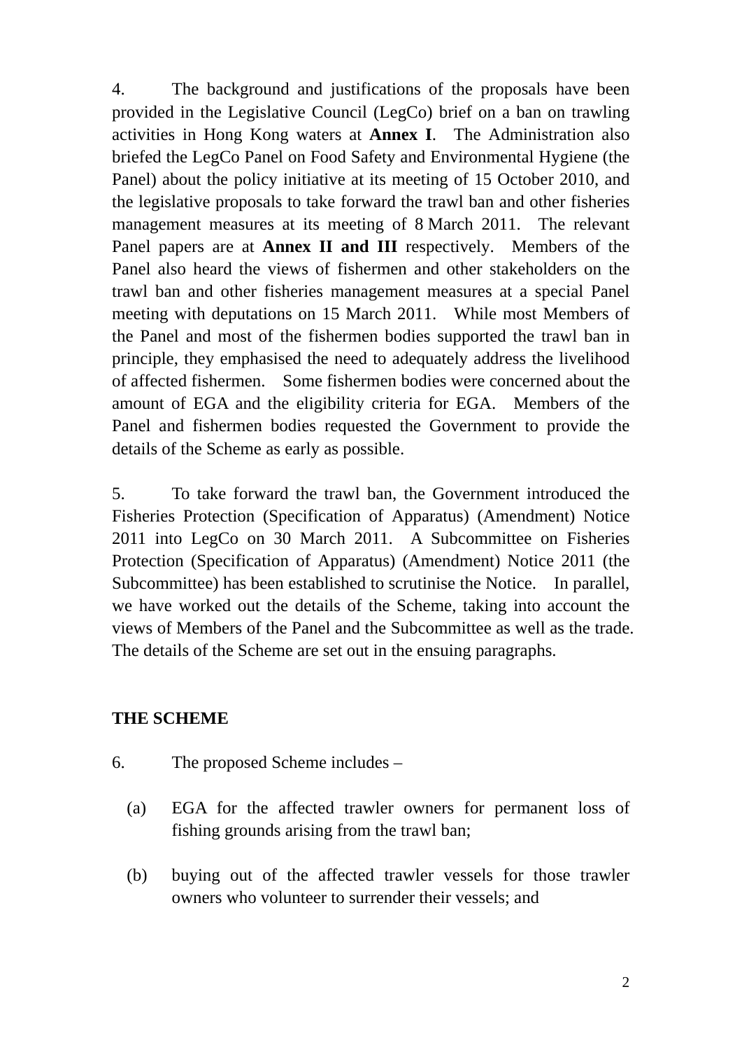4. The background and justifications of the proposals have been provided in the Legislative Council (LegCo) brief on a ban on trawling activities in Hong Kong waters at **Annex I**. The Administration also briefed the LegCo Panel on Food Safety and Environmental Hygiene (the Panel) about the policy initiative at its meeting of 15 October 2010, and the legislative proposals to take forward the trawl ban and other fisheries management measures at its meeting of 8 March 2011. The relevant Panel papers are at **Annex II and III** respectively. Members of the Panel also heard the views of fishermen and other stakeholders on the trawl ban and other fisheries management measures at a special Panel meeting with deputations on 15 March 2011. While most Members of the Panel and most of the fishermen bodies supported the trawl ban in principle, they emphasised the need to adequately address the livelihood of affected fishermen. Some fishermen bodies were concerned about the amount of EGA and the eligibility criteria for EGA. Members of the Panel and fishermen bodies requested the Government to provide the details of the Scheme as early as possible.

5. To take forward the trawl ban, the Government introduced the Fisheries Protection (Specification of Apparatus) (Amendment) Notice 2011 into LegCo on 30 March 2011. A Subcommittee on Fisheries Protection (Specification of Apparatus) (Amendment) Notice 2011 (the Subcommittee) has been established to scrutinise the Notice. In parallel, we have worked out the details of the Scheme, taking into account the views of Members of the Panel and the Subcommittee as well as the trade. The details of the Scheme are set out in the ensuing paragraphs.

## THE SCHEME

6. The proposed Scheme includes –

(a) EGA for the affected trawler owners for permanent loss of fishing grounds arising from the trawl ban;

(b) buying out of the affected trawler vessels for those trawler owners who volunteer to surrender their vessels; and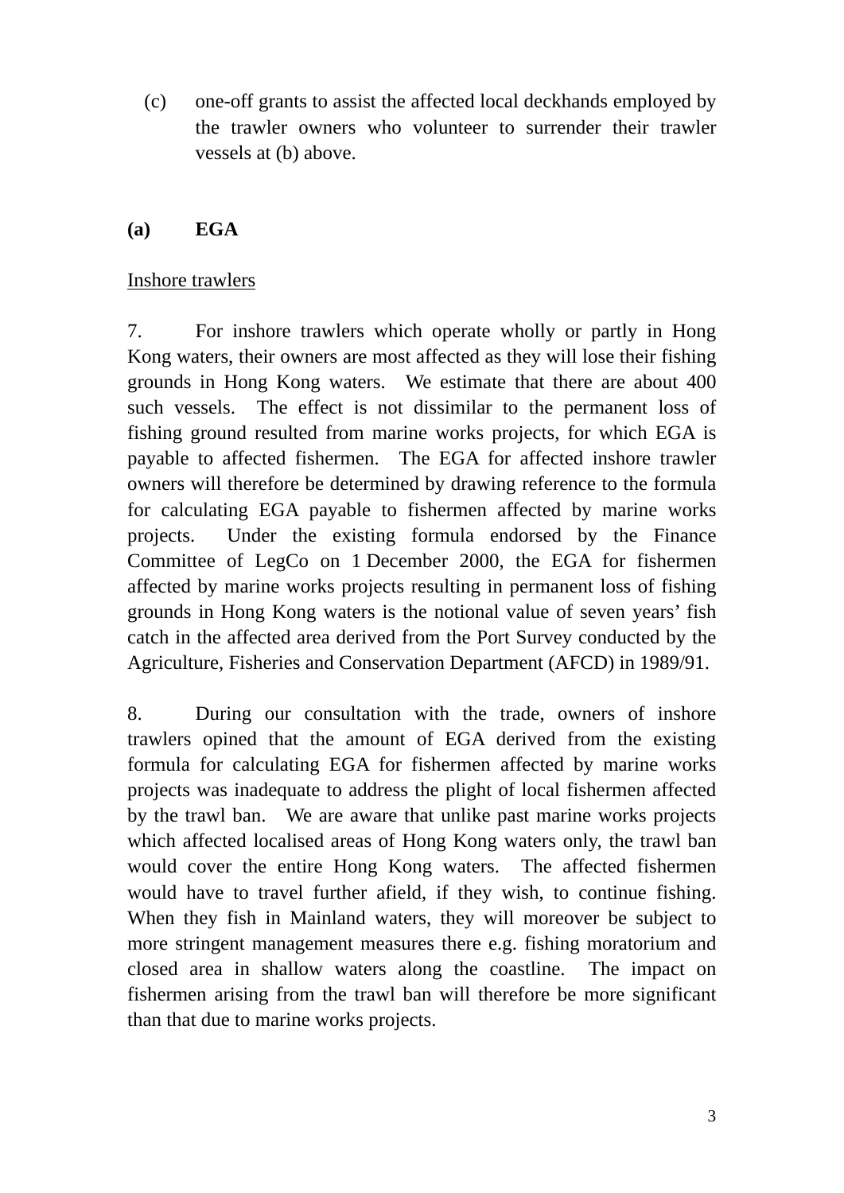(c) one-off grants to assist the affected local deckhands employed by the trawler owners who volunteer to surrender their trawler vessels at (b) above.

**(a) EGA**

Inshore trawlers

7. For inshore trawlers which operate wholly or partly in Hong Kong waters, their owners are most affected as they will lose their fishing grounds in Hong Kong waters. We estimate that there are about 400 such vessels. The effect is not dissimilar to the permanent loss of fishing ground resulted from marine works projects, for which EGA is payable to affected fishermen. The EGA for affected inshore trawler owners will therefore be determined by drawing reference to the formula for calculating EGA payable to fishermen affected by marine works projects. Under the existing formula endorsed by the Finance Committee of LegCo on 1 December 2000, the EGA for fishermen affected by marine works projects resulting in permanent loss of fishing grounds in Hong Kong waters is the notional value of seven years' fish catch in the affected area derived from the Port Survey conducted by the Agriculture, Fisheries and Conservation Department (AFCD) in 1989/91.

8. During our consultation with the trade, owners of inshore trawlers opined that the amount of EGA derived from the existing formula for calculating EGA for fishermen affected by marine works projects was inadequate to address the plight of local fishermen affected by the trawl ban. We are aware that unlike past marine works projects which affected localised areas of Hong Kong waters only, the trawl ban would cover the entire Hong Kong waters. The affected fishermen would have to travel further afield, if they wish, to continue fishing. When they fish in Mainland waters, they will moreover be subject to more stringent management measures there e.g. fishing moratorium and closed area in shallow waters along the coastline. The impact on fishermen arising from the trawl ban will therefore be more significant than that due to marine works projects.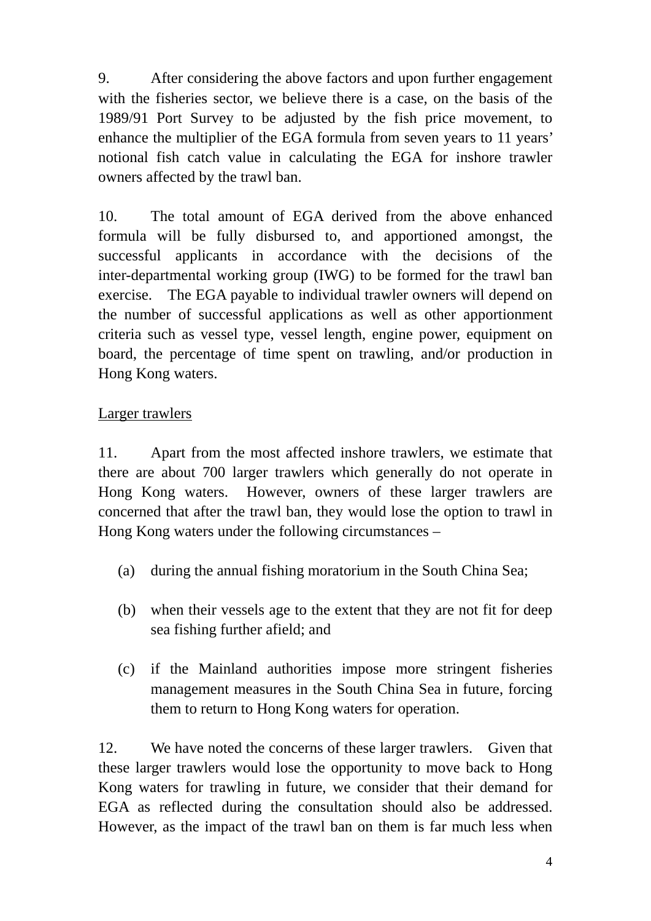9. After considering the above factors and upon further engagement with the fisheries sector, we believe there is a case, on the basis of the 1989/91 Port Survey to be adjusted by the fish price movement, to enhance the multiplier of the EGA formula from seven years to 11 years' notional fish catch value in calculating the EGA for inshore trawler owners affected by the trawl ban.

10. The total amount of EGA derived from the above enhanced formula will be fully disbursed to, and apportioned amongst, the successful applicants in accordance with the decisions of the inter-departmental working group (IWG) to be formed for the trawl ban exercise. The EGA payable to individual trawler owners will depend on the number of successful applications as well as other apportionment criteria such as vessel type, vessel length, engine power, equipment on board, the percentage of time spent on trawling, and/or production in Hong Kong waters.

<u>Larger trawlers</u>

11. Apart from the most affected inshore trawlers, we estimate that there are about 700 larger trawlers which generally do not operate in Hong Kong waters. However, owners of these larger trawlers are concerned that after the trawl ban, they would lose the option to trawl in Hong Kong waters under the following circumstances –

(a) during the annual fishing moratorium in the South China Sea;

(b) when their vessels age to the extent that they are not fit for deep sea fishing further afield; and

(c) if the Mainland authorities impose more stringent fisheries management measures in the South China Sea in future, forcing them to return to Hong Kong waters for operation.

12. We have noted the concerns of these larger trawlers. Given that these larger trawlers would lose the opportunity to move back to Hong Kong waters for trawling in future, we consider that their demand for EGA as reflected during the consultation should also be addressed. However, as the impact of the trawl ban on them is far much less when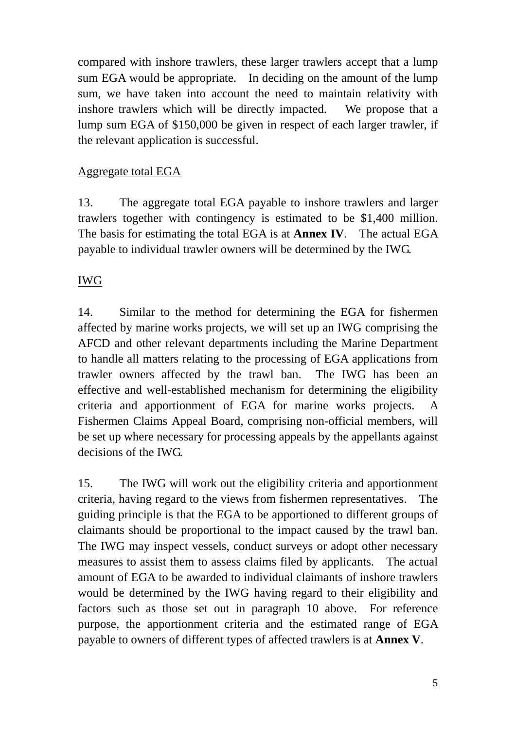compared with inshore trawlers, these larger trawlers accept that a lump sum EGA would be appropriate. In deciding on the amount of the lump sum, we have taken into account the need to maintain relativity with inshore trawlers which will be directly impacted. We propose that a lump sum EGA of $150,000 be given in respect of each larger trawler, if the relevant application is successful.

<u>Aggregate total EGA</u>

13. The aggregate total EGA payable to inshore trawlers and larger trawlers together with contingency is estimated to be $1,400 million. The basis for estimating the total EGA is at **Annex IV**. The actual EGA payable to individual trawler owners will be determined by the IWG.

<u>IWG</u>

14. Similar to the method for determining the EGA for fishermen affected by marine works projects, we will set up an IWG comprising the AFCD and other relevant departments including the Marine Department to handle all matters relating to the processing of EGA applications from trawler owners affected by the trawl ban. The IWG has been an effective and well-established mechanism for determining the eligibility criteria and apportionment of EGA for marine works projects. A Fishermen Claims Appeal Board, comprising non-official members, will be set up where necessary for processing appeals by the appellants against decisions of the IWG.

15. The IWG will work out the eligibility criteria and apportionment criteria, having regard to the views from fishermen representatives. The guiding principle is that the EGA to be apportioned to different groups of claimants should be proportional to the impact caused by the trawl ban. The IWG may inspect vessels, conduct surveys or adopt other necessary measures to assist them to assess claims filed by applicants. The actual amount of EGA to be awarded to individual claimants of inshore trawlers would be determined by the IWG having regard to their eligibility and factors such as those set out in paragraph 10 above. For reference purpose, the apportionment criteria and the estimated range of EGA payable to owners of different types of affected trawlers is at **Annex V**.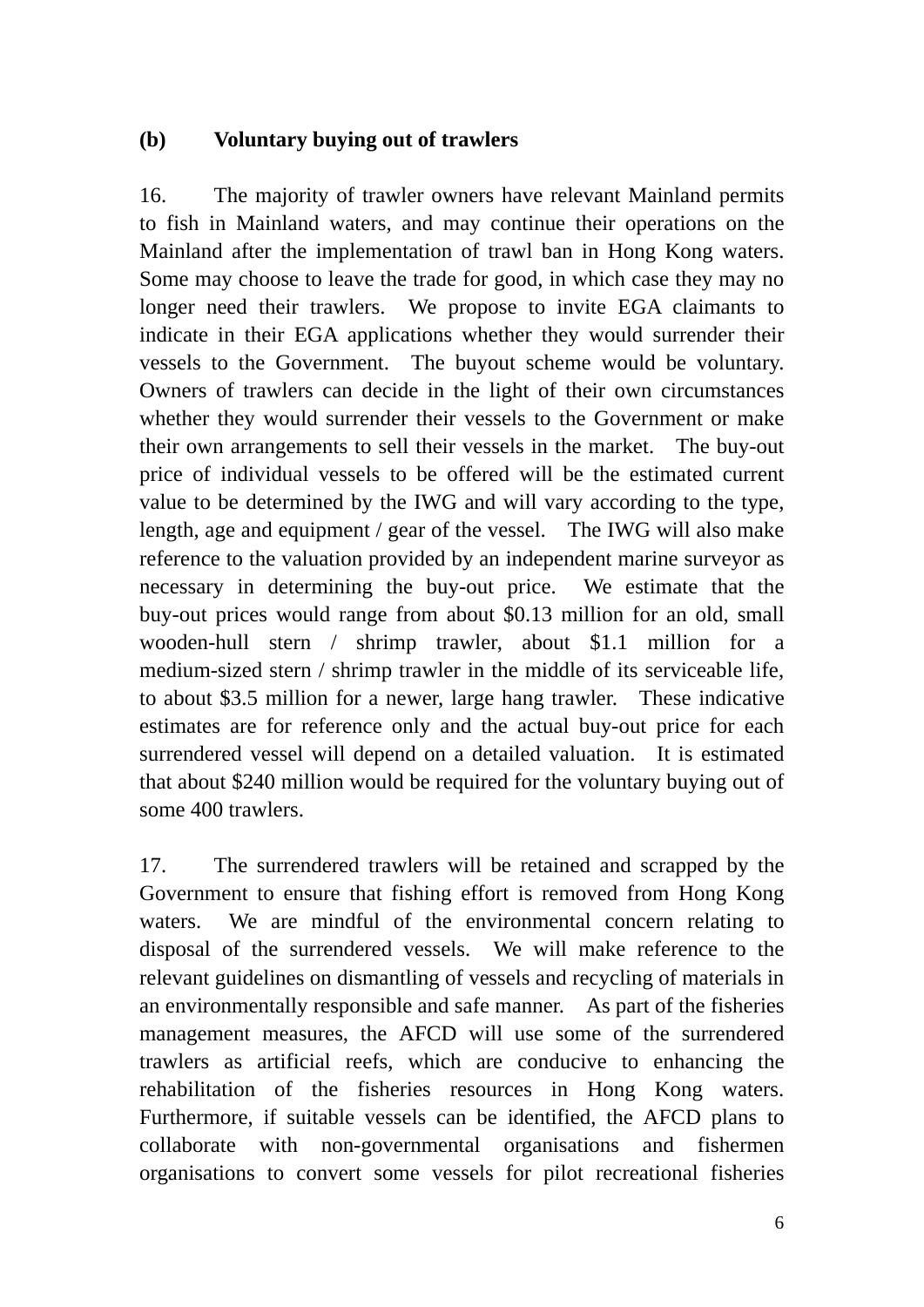**(b) Voluntary buying out of trawlers**

16. The majority of trawler owners have relevant Mainland permits to fish in Mainland waters, and may continue their operations on the Mainland after the implementation of trawl ban in Hong Kong waters. Some may choose to leave the trade for good, in which case they may no longer need their trawlers. We propose to invite EGA claimants to indicate in their EGA applications whether they would surrender their vessels to the Government. The buyout scheme would be voluntary. Owners of trawlers can decide in the light of their own circumstances whether they would surrender their vessels to the Government or make their own arrangements to sell their vessels in the market. The buy-out price of individual vessels to be offered will be the estimated current value to be determined by the IWG and will vary according to the type, length, age and equipment / gear of the vessel. The IWG will also make reference to the valuation provided by an independent marine surveyor as necessary in determining the buy-out price. We estimate that the buy-out prices would range from about $0.13 million for an old, small wooden-hull stern / shrimp trawler, about $1.1 million for a medium-sized stern / shrimp trawler in the middle of its serviceable life, to about $3.5 million for a newer, large hang trawler. These indicative estimates are for reference only and the actual buy-out price for each surrendered vessel will depend on a detailed valuation. It is estimated that about $240 million would be required for the voluntary buying out of some 400 trawlers.

17. The surrendered trawlers will be retained and scrapped by the Government to ensure that fishing effort is removed from Hong Kong waters. We are mindful of the environmental concern relating to disposal of the surrendered vessels. We will make reference to the relevant guidelines on dismantling of vessels and recycling of materials in an environmentally responsible and safe manner. As part of the fisheries management measures, the AFCD will use some of the surrendered trawlers as artificial reefs, which are conducive to enhancing the rehabilitation of the fisheries resources in Hong Kong waters. Furthermore, if suitable vessels can be identified, the AFCD plans to collaborate with non-governmental organisations and fishermen organisations to convert some vessels for pilot recreational fisheries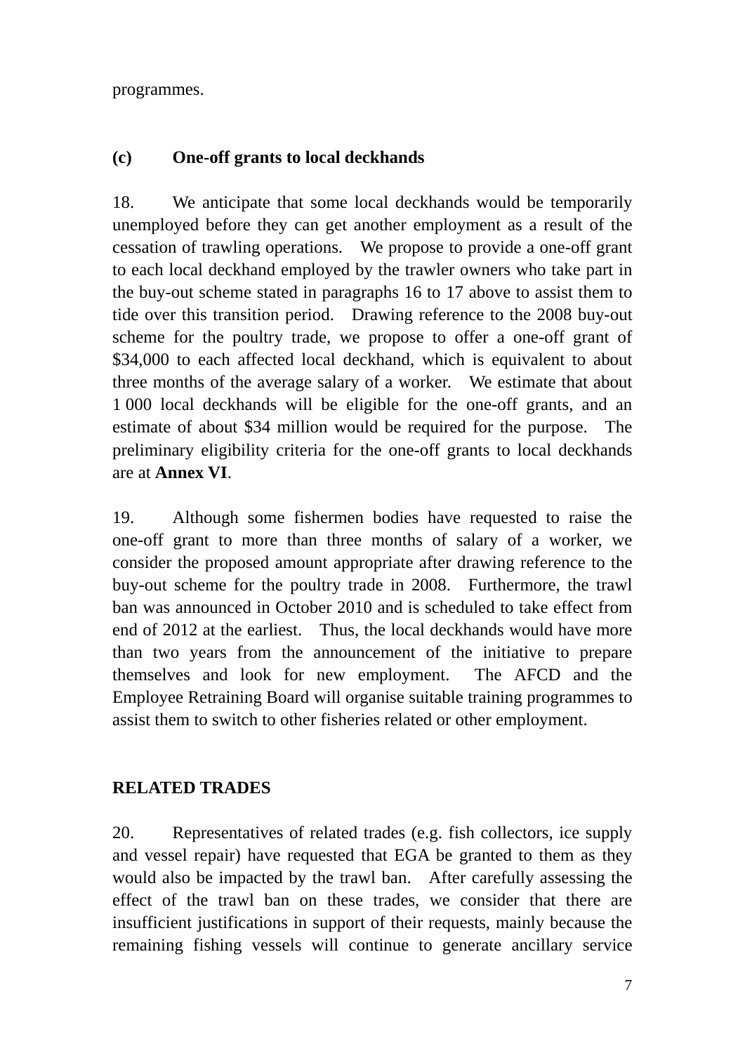programmes.

### (c) One-off grants to local deckhands

18. We anticipate that some local deckhands would be temporarily unemployed before they can get another employment as a result of the cessation of trawling operations. We propose to provide a one-off grant to each local deckhand employed by the trawler owners who take part in the buy-out scheme stated in paragraphs 16 to 17 above to assist them to tide over this transition period. Drawing reference to the 2008 buy-out scheme for the poultry trade, we propose to offer a one-off grant of $34,000 to each affected local deckhand, which is equivalent to about three months of the average salary of a worker. We estimate that about 1 000 local deckhands will be eligible for the one-off grants, and an estimate of about $34 million would be required for the purpose. The preliminary eligibility criteria for the one-off grants to local deckhands are at **Annex VI**.

19. Although some fishermen bodies have requested to raise the one-off grant to more than three months of salary of a worker, we consider the proposed amount appropriate after drawing reference to the buy-out scheme for the poultry trade in 2008. Furthermore, the trawl ban was announced in October 2010 and is scheduled to take effect from end of 2012 at the earliest. Thus, the local deckhands would have more than two years from the announcement of the initiative to prepare themselves and look for new employment. The AFCD and the Employee Retraining Board will organise suitable training programmes to assist them to switch to other fisheries related or other employment.

## RELATED TRADES

20. Representatives of related trades (e.g. fish collectors, ice supply and vessel repair) have requested that EGA be granted to them as they would also be impacted by the trawl ban. After carefully assessing the effect of the trawl ban on these trades, we consider that there are insufficient justifications in support of their requests, mainly because the remaining fishing vessels will continue to generate ancillary service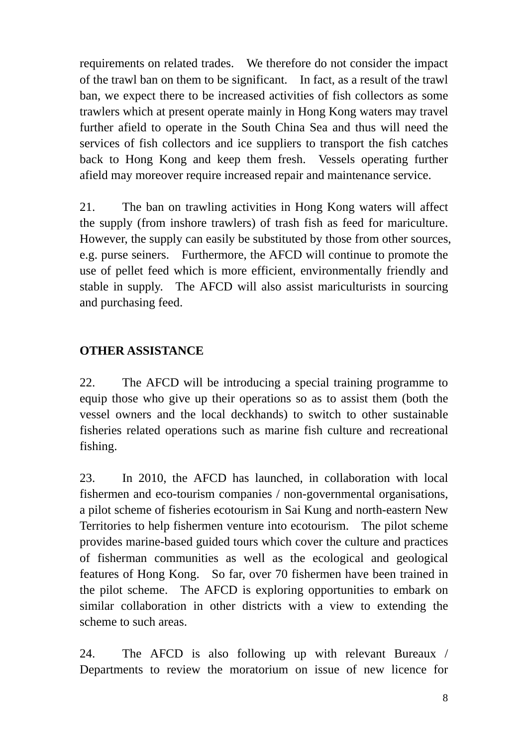requirements on related trades. We therefore do not consider the impact of the trawl ban on them to be significant. In fact, as a result of the trawl ban, we expect there to be increased activities of fish collectors as some trawlers which at present operate mainly in Hong Kong waters may travel further afield to operate in the South China Sea and thus will need the services of fish collectors and ice suppliers to transport the fish catches back to Hong Kong and keep them fresh. Vessels operating further afield may moreover require increased repair and maintenance service.

21. The ban on trawling activities in Hong Kong waters will affect the supply (from inshore trawlers) of trash fish as feed for mariculture. However, the supply can easily be substituted by those from other sources, e.g. purse seiners. Furthermore, the AFCD will continue to promote the use of pellet feed which is more efficient, environmentally friendly and stable in supply. The AFCD will also assist mariculturists in sourcing and purchasing feed.

## OTHER ASSISTANCE

22. The AFCD will be introducing a special training programme to equip those who give up their operations so as to assist them (both the vessel owners and the local deckhands) to switch to other sustainable fisheries related operations such as marine fish culture and recreational fishing.

23. In 2010, the AFCD has launched, in collaboration with local fishermen and eco-tourism companies / non-governmental organisations, a pilot scheme of fisheries ecotourism in Sai Kung and north-eastern New Territories to help fishermen venture into ecotourism. The pilot scheme provides marine-based guided tours which cover the culture and practices of fisherman communities as well as the ecological and geological features of Hong Kong. So far, over 70 fishermen have been trained in the pilot scheme. The AFCD is exploring opportunities to embark on similar collaboration in other districts with a view to extending the scheme to such areas.

24. The AFCD is also following up with relevant Bureaux / Departments to review the moratorium on issue of new licence for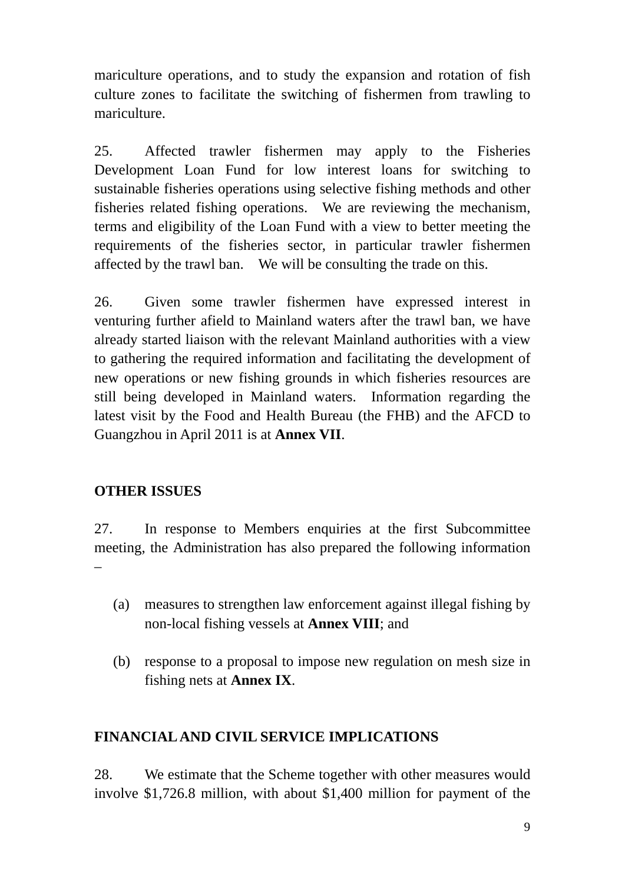mariculture operations, and to study the expansion and rotation of fish culture zones to facilitate the switching of fishermen from trawling to mariculture.

25. Affected trawler fishermen may apply to the Fisheries Development Loan Fund for low interest loans for switching to sustainable fisheries operations using selective fishing methods and other fisheries related fishing operations. We are reviewing the mechanism, terms and eligibility of the Loan Fund with a view to better meeting the requirements of the fisheries sector, in particular trawler fishermen affected by the trawl ban. We will be consulting the trade on this.

26. Given some trawler fishermen have expressed interest in venturing further afield to Mainland waters after the trawl ban, we have already started liaison with the relevant Mainland authorities with a view to gathering the required information and facilitating the development of new operations or new fishing grounds in which fisheries resources are still being developed in Mainland waters. Information regarding the latest visit by the Food and Health Bureau (the FHB) and the AFCD to Guangzhou in April 2011 is at **Annex VII**.

## OTHER ISSUES

27. In response to Members enquiries at the first Subcommittee meeting, the Administration has also prepared the following information –

(a) measures to strengthen law enforcement against illegal fishing by non-local fishing vessels at **Annex VIII**; and

(b) response to a proposal to impose new regulation on mesh size in fishing nets at **Annex IX**.

## FINANCIAL AND CIVIL SERVICE IMPLICATIONS

28. We estimate that the Scheme together with other measures would involve $1,726.8 million, with about $1,400 million for payment of the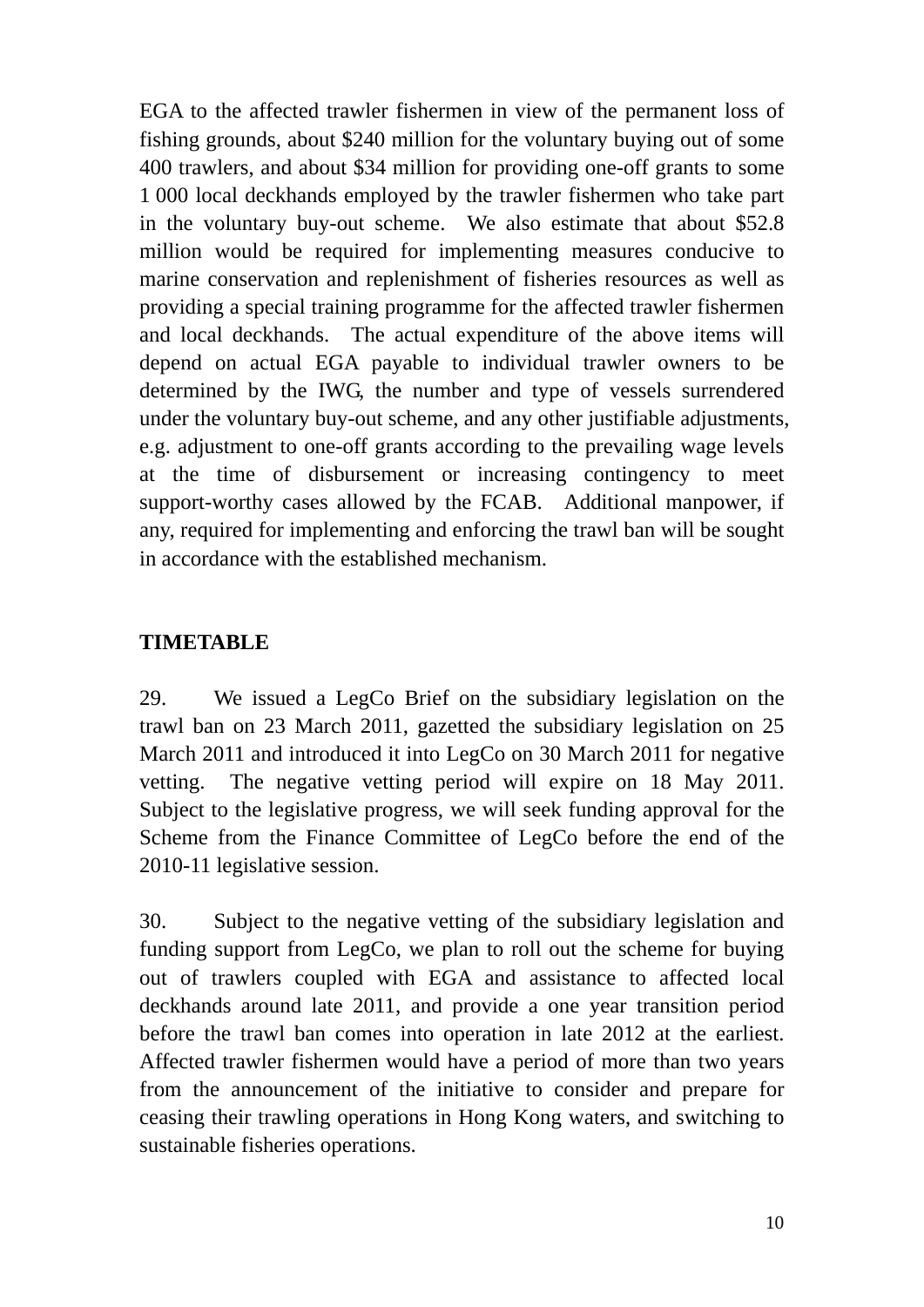EGA to the affected trawler fishermen in view of the permanent loss of fishing grounds, about $240 million for the voluntary buying out of some 400 trawlers, and about $34 million for providing one-off grants to some 1 000 local deckhands employed by the trawler fishermen who take part in the voluntary buy-out scheme. We also estimate that about $52.8 million would be required for implementing measures conducive to marine conservation and replenishment of fisheries resources as well as providing a special training programme for the affected trawler fishermen and local deckhands. The actual expenditure of the above items will depend on actual EGA payable to individual trawler owners to be determined by the IWG, the number and type of vessels surrendered under the voluntary buy-out scheme, and any other justifiable adjustments, e.g. adjustment to one-off grants according to the prevailing wage levels at the time of disbursement or increasing contingency to meet support-worthy cases allowed by the FCAB. Additional manpower, if any, required for implementing and enforcing the trawl ban will be sought in accordance with the established mechanism.

## TIMETABLE

29. We issued a LegCo Brief on the subsidiary legislation on the trawl ban on 23 March 2011, gazetted the subsidiary legislation on 25 March 2011 and introduced it into LegCo on 30 March 2011 for negative vetting. The negative vetting period will expire on 18 May 2011. Subject to the legislative progress, we will seek funding approval for the Scheme from the Finance Committee of LegCo before the end of the 2010-11 legislative session.

30. Subject to the negative vetting of the subsidiary legislation and funding support from LegCo, we plan to roll out the scheme for buying out of trawlers coupled with EGA and assistance to affected local deckhands around late 2011, and provide a one year transition period before the trawl ban comes into operation in late 2012 at the earliest. Affected trawler fishermen would have a period of more than two years from the announcement of the initiative to consider and prepare for ceasing their trawling operations in Hong Kong waters, and switching to sustainable fisheries operations.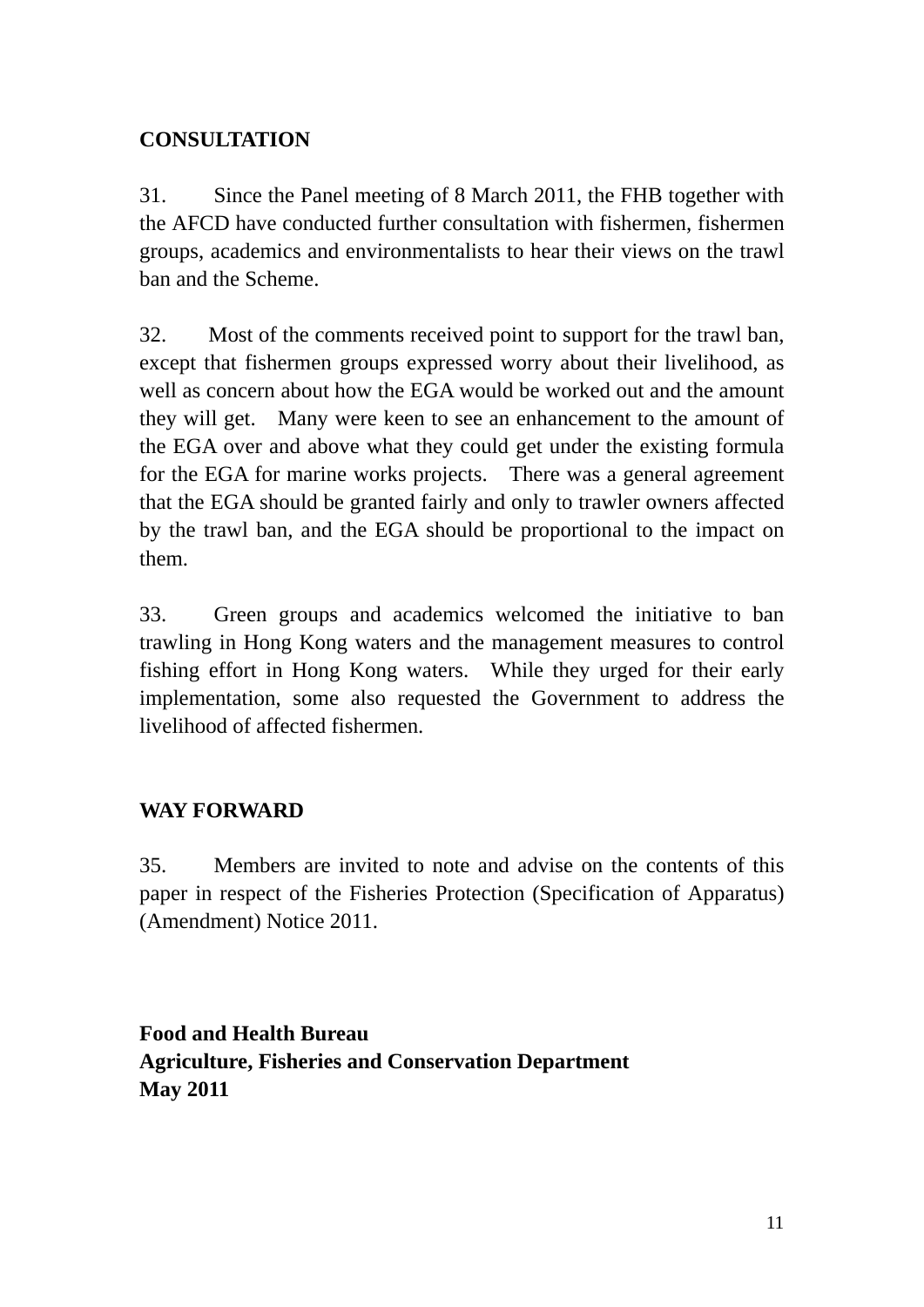## CONSULTATION

31. Since the Panel meeting of 8 March 2011, the FHB together with the AFCD have conducted further consultation with fishermen, fishermen groups, academics and environmentalists to hear their views on the trawl ban and the Scheme.

32. Most of the comments received point to support for the trawl ban, except that fishermen groups expressed worry about their livelihood, as well as concern about how the EGA would be worked out and the amount they will get. Many were keen to see an enhancement to the amount of the EGA over and above what they could get under the existing formula for the EGA for marine works projects. There was a general agreement that the EGA should be granted fairly and only to trawler owners affected by the trawl ban, and the EGA should be proportional to the impact on them.

33. Green groups and academics welcomed the initiative to ban trawling in Hong Kong waters and the management measures to control fishing effort in Hong Kong waters. While they urged for their early implementation, some also requested the Government to address the livelihood of affected fishermen.

## WAY FORWARD

35. Members are invited to note and advise on the contents of this paper in respect of the Fisheries Protection (Specification of Apparatus) (Amendment) Notice 2011.

**Food and Health Bureau**
**Agriculture, Fisheries and Conservation Department**
**May 2011**